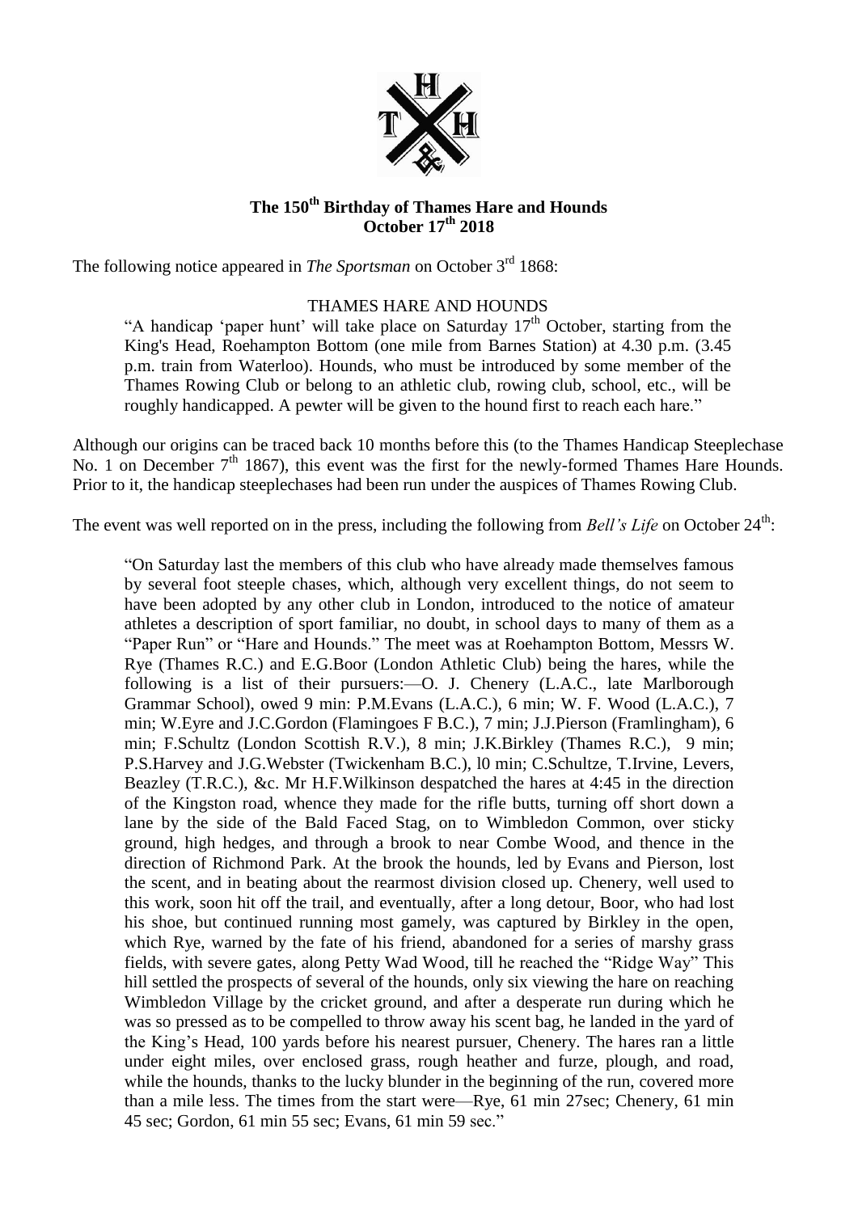# The 150th Birthday of Thames Hare and Hounds
## October 17th 2018

The following notice appeared in *The Sportsman* on October 3rd 1868:

THAMES HARE AND HOUNDS

> "A handicap 'paper hunt' will take place on Saturday 17th October, starting from the King's Head, Roehampton Bottom (one mile from Barnes Station) at 4.30 p.m. (3.45 p.m. train from Waterloo). Hounds, who must be introduced by some member of the Thames Rowing Club or belong to an athletic club, rowing club, school, etc., will be roughly handicapped. A pewter will be given to the hound first to reach each hare."

Although our origins can be traced back 10 months before this (to the Thames Handicap Steeplechase No. 1 on December 7th 1867), this event was the first for the newly-formed Thames Hare Hounds. Prior to it, the handicap steeplechases had been run under the auspices of Thames Rowing Club.

The event was well reported on in the press, including the following from *Bell's Life* on October 24th:

> "On Saturday last the members of this club who have already made themselves famous by several foot steeple chases, which, although very excellent things, do not seem to have been adopted by any other club in London, introduced to the notice of amateur athletes a description of sport familiar, no doubt, in school days to many of them as a "Paper Run" or "Hare and Hounds." The meet was at Roehampton Bottom, Messrs W. Rye (Thames R.C.) and E.G.Boor (London Athletic Club) being the hares, while the following is a list of their pursuers:—O. J. Chenery (L.A.C., late Marlborough Grammar School), owed 9 min: P.M.Evans (L.A.C.), 6 min; W. F. Wood (L.A.C.), 7 min; W.Eyre and J.C.Gordon (Flamingoes F B.C.), 7 min; J.J.Pierson (Framlingham), 6 min; F.Schultz (London Scottish R.V.), 8 min; J.K.Birkley (Thames R.C.), 9 min; P.S.Harvey and J.G.Webster (Twickenham B.C.), l0 min; C.Schultze, T.Irvine, Levers, Beazley (T.R.C.), &c. Mr H.F.Wilkinson despatched the hares at 4:45 in the direction of the Kingston road, whence they made for the rifle butts, turning off short down a lane by the side of the Bald Faced Stag, on to Wimbledon Common, over sticky ground, high hedges, and through a brook to near Combe Wood, and thence in the direction of Richmond Park. At the brook the hounds, led by Evans and Pierson, lost the scent, and in beating about the rearmost division closed up. Chenery, well used to this work, soon hit off the trail, and eventually, after a long detour, Boor, who had lost his shoe, but continued running most gamely, was captured by Birkley in the open, which Rye, warned by the fate of his friend, abandoned for a series of marshy grass fields, with severe gates, along Petty Wad Wood, till he reached the "Ridge Way" This hill settled the prospects of several of the hounds, only six viewing the hare on reaching Wimbledon Village by the cricket ground, and after a desperate run during which he was so pressed as to be compelled to throw away his scent bag, he landed in the yard of the King's Head, 100 yards before his nearest pursuer, Chenery. The hares ran a little under eight miles, over enclosed grass, rough heather and furze, plough, and road, while the hounds, thanks to the lucky blunder in the beginning of the run, covered more than a mile less. The times from the start were—Rye, 61 min 27sec; Chenery, 61 min 45 sec; Gordon, 61 min 55 sec; Evans, 61 min 59 sec."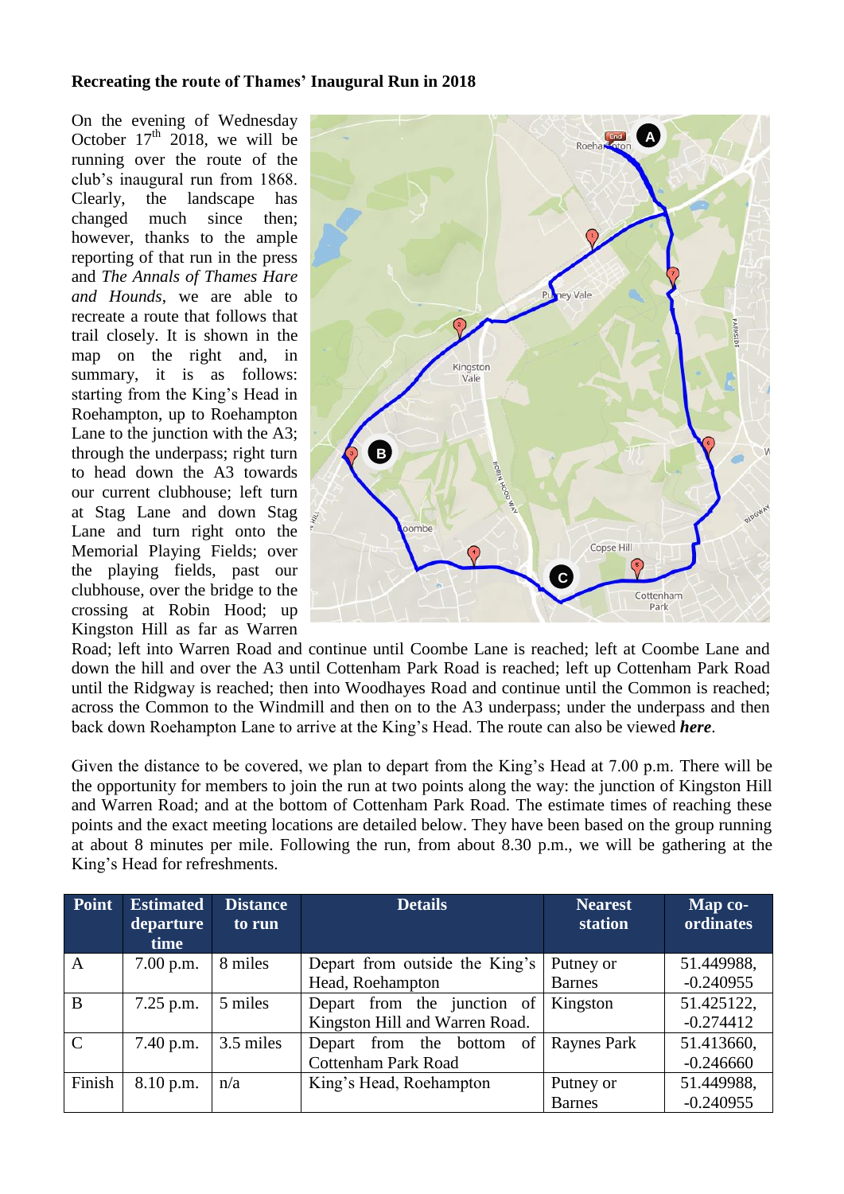**Recreating the route of Thames' Inaugural Run in 2018**

On the evening of Wednesday October 17th 2018, we will be running over the route of the club's inaugural run from 1868. Clearly, the landscape has changed much since then; however, thanks to the ample reporting of that run in the press and *The Annals of Thames Hare and Hounds*, we are able to recreate a route that follows that trail closely. It is shown in the map on the right and, in summary, it is as follows: starting from the King's Head in Roehampton, up to Roehampton Lane to the junction with the A3; through the underpass; right turn to head down the A3 towards our current clubhouse; left turn at Stag Lane and down Stag Lane and turn right onto the Memorial Playing Fields; over the playing fields, past our clubhouse, over the bridge to the crossing at Robin Hood; up Kingston Hill as far as Warren Road; left into Warren Road and continue until Coombe Lane is reached; left at Coombe Lane and down the hill and over the A3 until Cottenham Park Road is reached; left up Cottenham Park Road until the Ridgway is reached; then into Woodhayes Road and continue until the Common is reached; across the Common to the Windmill and then on to the A3 underpass; under the underpass and then back down Roehampton Lane to arrive at the King's Head. The route can also be viewed ***here***.

Given the distance to be covered, we plan to depart from the King's Head at 7.00 p.m. There will be the opportunity for members to join the run at two points along the way: the junction of Kingston Hill and Warren Road; and at the bottom of Cottenham Park Road. The estimate times of reaching these points and the exact meeting locations are detailed below. They have been based on the group running at about 8 minutes per mile. Following the run, from about 8.30 p.m., we will be gathering at the King's Head for refreshments.

| Point | Estimated departure time | Distance to run | Details | Nearest station | Map co-ordinates |
|---|---|---|---|---|---|
| A | 7.00 p.m. | 8 miles | Depart from outside the King's Head, Roehampton | Putney or Barnes | 51.449988, -0.240955 |
| B | 7.25 p.m. | 5 miles | Depart from the junction of Kingston Hill and Warren Road. | Kingston | 51.425122, -0.274412 |
| C | 7.40 p.m. | 3.5 miles | Depart from the bottom of Cottenham Park Road | Raynes Park | 51.413660, -0.246660 |
| Finish | 8.10 p.m. | n/a | King's Head, Roehampton | Putney or Barnes | 51.449988, -0.240955 |